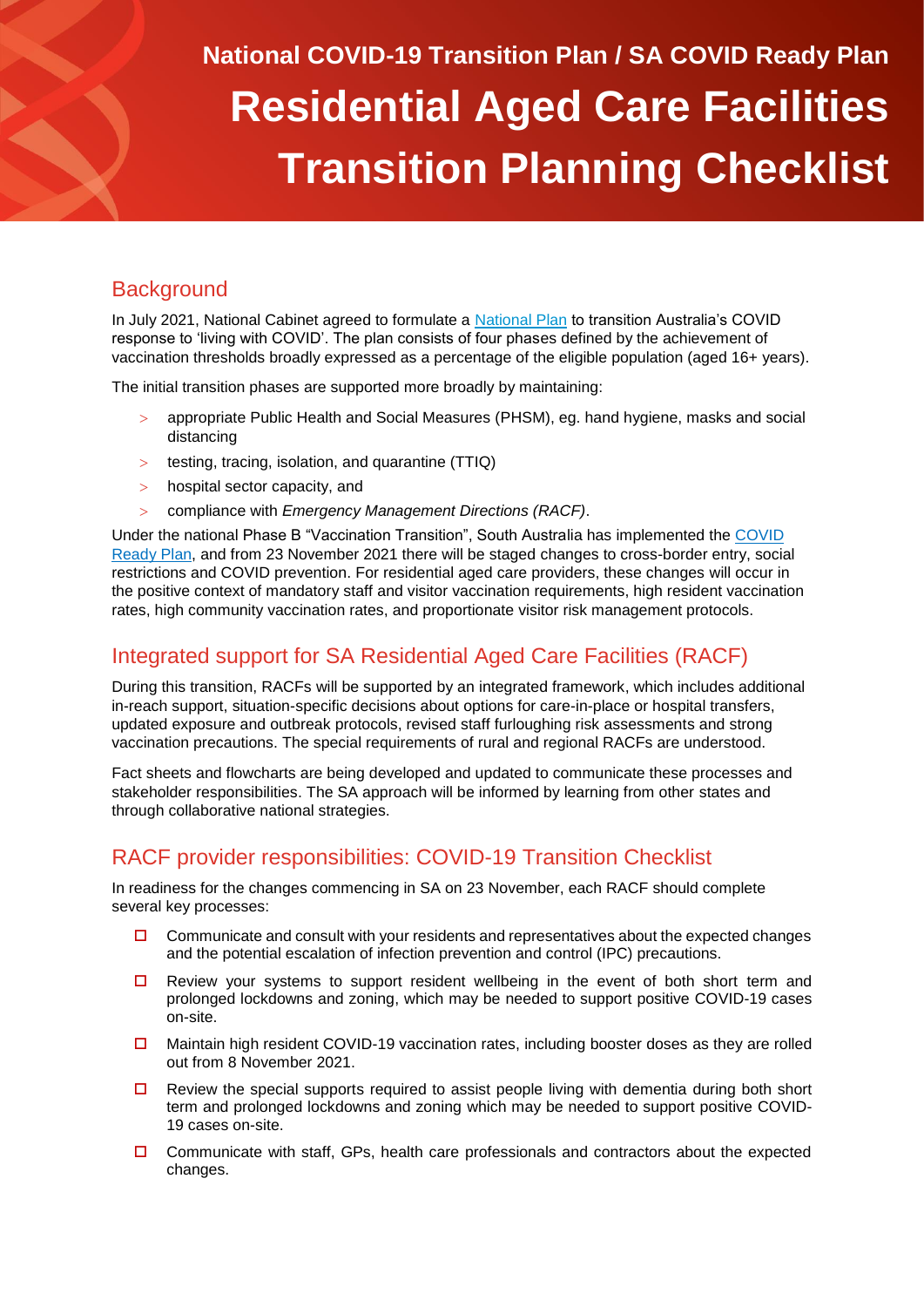National COVID-19 Transition Plan / SA COVID Ready Plan

# Residential Aged Care Facilities Transition Planning Checklist

## Background

In July 2021, National Cabinet agreed to formulate a National Plan to transition Australia's COVID response to 'living with COVID'. The plan consists of four phases defined by the achievement of vaccination thresholds broadly expressed as a percentage of the eligible population (aged 16+ years).

The initial transition phases are supported more broadly by maintaining:

- appropriate Public Health and Social Measures (PHSM), eg. hand hygiene, masks and social distancing
- testing, tracing, isolation, and quarantine (TTIQ)
- hospital sector capacity, and
- compliance with *Emergency Management Directions (RACF)*.

Under the national Phase B "Vaccination Transition", South Australia has implemented the COVID Ready Plan, and from 23 November 2021 there will be staged changes to cross-border entry, social restrictions and COVID prevention. For residential aged care providers, these changes will occur in the positive context of mandatory staff and visitor vaccination requirements, high resident vaccination rates, high community vaccination rates, and proportionate visitor risk management protocols.

## Integrated support for SA Residential Aged Care Facilities (RACF)

During this transition, RACFs will be supported by an integrated framework, which includes additional in-reach support, situation-specific decisions about options for care-in-place or hospital transfers, updated exposure and outbreak protocols, revised staff furloughing risk assessments and strong vaccination precautions. The special requirements of rural and regional RACFs are understood.

Fact sheets and flowcharts are being developed and updated to communicate these processes and stakeholder responsibilities. The SA approach will be informed by learning from other states and through collaborative national strategies.

## RACF provider responsibilities: COVID-19 Transition Checklist

In readiness for the changes commencing in SA on 23 November, each RACF should complete several key processes:

- [ ] Communicate and consult with your residents and representatives about the expected changes and the potential escalation of infection prevention and control (IPC) precautions.
- [ ] Review your systems to support resident wellbeing in the event of both short term and prolonged lockdowns and zoning, which may be needed to support positive COVID-19 cases on-site.
- [ ] Maintain high resident COVID-19 vaccination rates, including booster doses as they are rolled out from 8 November 2021.
- [ ] Review the special supports required to assist people living with dementia during both short term and prolonged lockdowns and zoning which may be needed to support positive COVID-19 cases on-site.
- [ ] Communicate with staff, GPs, health care professionals and contractors about the expected changes.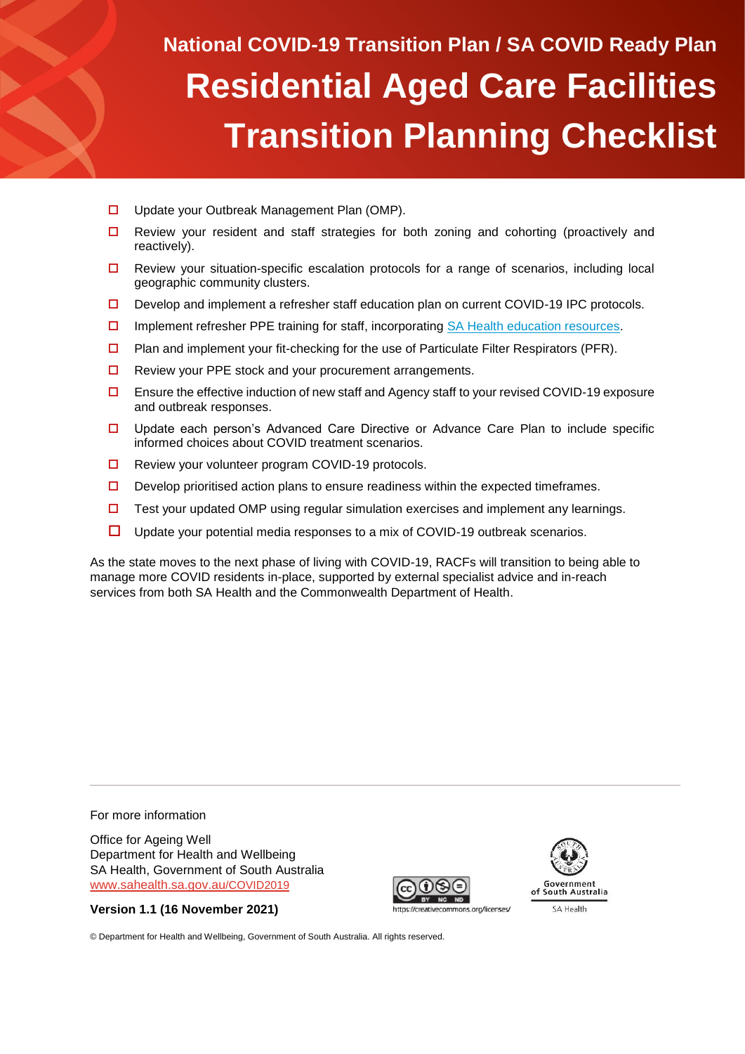National COVID-19 Transition Plan / SA COVID Ready Plan

# Residential Aged Care Facilities Transition Planning Checklist

- ☐ Update your Outbreak Management Plan (OMP).
- ☐ Review your resident and staff strategies for both zoning and cohorting (proactively and reactively).
- ☐ Review your situation-specific escalation protocols for a range of scenarios, including local geographic community clusters.
- ☐ Develop and implement a refresher staff education plan on current COVID-19 IPC protocols.
- ☐ Implement refresher PPE training for staff, incorporating SA Health education resources.
- ☐ Plan and implement your fit-checking for the use of Particulate Filter Respirators (PFR).
- ☐ Review your PPE stock and your procurement arrangements.
- ☐ Ensure the effective induction of new staff and Agency staff to your revised COVID-19 exposure and outbreak responses.
- ☐ Update each person's Advanced Care Directive or Advance Care Plan to include specific informed choices about COVID treatment scenarios.
- ☐ Review your volunteer program COVID-19 protocols.
- ☐ Develop prioritised action plans to ensure readiness within the expected timeframes.
- ☐ Test your updated OMP using regular simulation exercises and implement any learnings.
- ☐ Update your potential media responses to a mix of COVID-19 outbreak scenarios.

As the state moves to the next phase of living with COVID-19, RACFs will transition to being able to manage more COVID residents in-place, supported by external specialist advice and in-reach services from both SA Health and the Commonwealth Department of Health.

---

For more information

Office for Ageing Well
Department for Health and Wellbeing
SA Health, Government of South Australia
www.sahealth.sa.gov.au/COVID2019

**Version 1.1 (16 November 2021)**

https://creativecommons.org/licenses/

Government of South Australia
SA Health

© Department for Health and Wellbeing, Government of South Australia. All rights reserved.